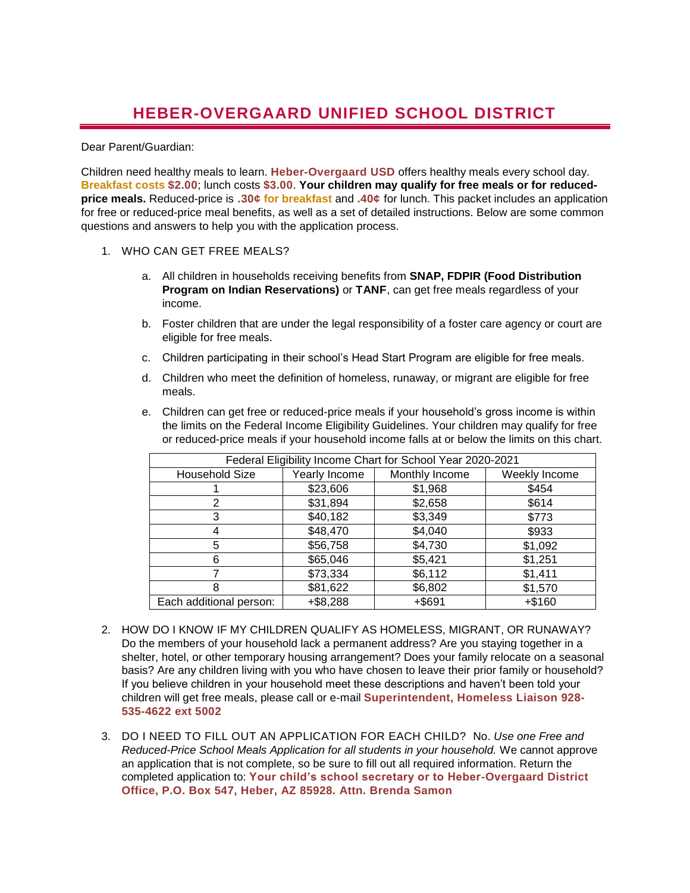# HEBER-OVERGAARD UNIFIED SCHOOL DISTRICT

Dear Parent/Guardian:

Children need healthy meals to learn. **Heber-Overgaard USD** offers healthy meals every school day. **Breakfast costs $2.00**; lunch costs **$3.00**. **Your children may qualify for free meals or for reduced-price meals.** Reduced-price is **.30¢ for breakfast** and **.40¢** for lunch. This packet includes an application for free or reduced-price meal benefits, as well as a set of detailed instructions. Below are some common questions and answers to help you with the application process.

1. WHO CAN GET FREE MEALS?

   a. All children in households receiving benefits from **SNAP, FDPIR (Food Distribution Program on Indian Reservations)** or **TANF**, can get free meals regardless of your income.

   b. Foster children that are under the legal responsibility of a foster care agency or court are eligible for free meals.

   c. Children participating in their school's Head Start Program are eligible for free meals.

   d. Children who meet the definition of homeless, runaway, or migrant are eligible for free meals.

   e. Children can get free or reduced-price meals if your household's gross income is within the limits on the Federal Income Eligibility Guidelines. Your children may qualify for free or reduced-price meals if your household income falls at or below the limits on this chart.

| Federal Eligibility Income Chart for School Year 2020-2021 | | | |
|---|---|---|---|
| Household Size | Yearly Income | Monthly Income | Weekly Income |
| 1 | $23,606 | $1,968 | $454 |
| 2 | $31,894 | $2,658 | $614 |
| 3 | $40,182 | $3,349 | $773 |
| 4 | $48,470 | $4,040 | $933 |
| 5 | $56,758 | $4,730 | $1,092 |
| 6 | $65,046 | $5,421 | $1,251 |
| 7 | $73,334 | $6,112 | $1,411 |
| 8 | $81,622 | $6,802 | $1,570 |
| Each additional person: | +$8,288 | +$691 | +$160 |

2. HOW DO I KNOW IF MY CHILDREN QUALIFY AS HOMELESS, MIGRANT, OR RUNAWAY? Do the members of your household lack a permanent address? Are you staying together in a shelter, hotel, or other temporary housing arrangement? Does your family relocate on a seasonal basis? Are any children living with you who have chosen to leave their prior family or household? If you believe children in your household meet these descriptions and haven't been told your children will get free meals, please call or e-mail **Superintendent, Homeless Liaison 928-535-4622 ext 5002**

3. DO I NEED TO FILL OUT AN APPLICATION FOR EACH CHILD? No. *Use one Free and Reduced-Price School Meals Application for all students in your household.* We cannot approve an application that is not complete, so be sure to fill out all required information. Return the completed application to: **Your child's school secretary or to Heber-Overgaard District Office, P.O. Box 547, Heber, AZ 85928. Attn. Brenda Samon**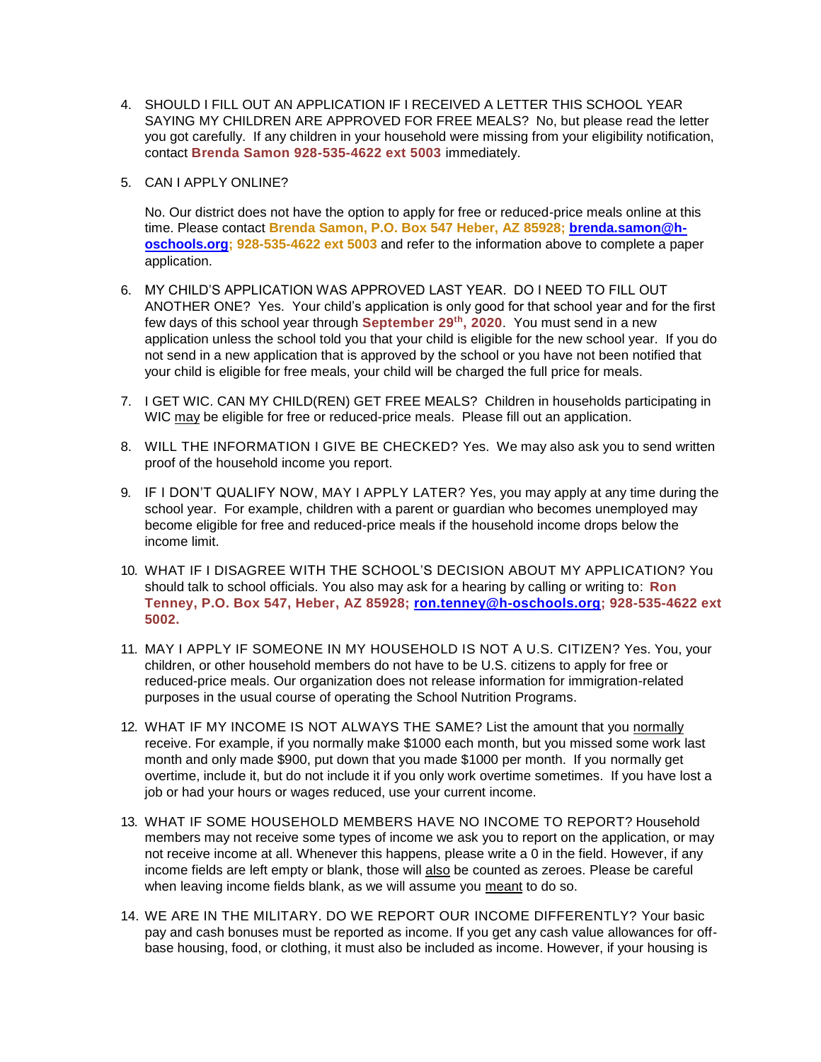4. SHOULD I FILL OUT AN APPLICATION IF I RECEIVED A LETTER THIS SCHOOL YEAR SAYING MY CHILDREN ARE APPROVED FOR FREE MEALS? No, but please read the letter you got carefully. If any children in your household were missing from your eligibility notification, contact **Brenda Samon 928-535-4622 ext 5003** immediately.

5. CAN I APPLY ONLINE?

   No. Our district does not have the option to apply for free or reduced-price meals online at this time. Please contact **Brenda Samon, P.O. Box 547 Heber, AZ 85928; brenda.samon@h-oschools.org; 928-535-4622 ext 5003** and refer to the information above to complete a paper application.

6. MY CHILD'S APPLICATION WAS APPROVED LAST YEAR. DO I NEED TO FILL OUT ANOTHER ONE? Yes. Your child's application is only good for that school year and for the first few days of this school year through **September 29th, 2020**. You must send in a new application unless the school told you that your child is eligible for the new school year. If you do not send in a new application that is approved by the school or you have not been notified that your child is eligible for free meals, your child will be charged the full price for meals.

7. I GET WIC. CAN MY CHILD(REN) GET FREE MEALS? Children in households participating in WIC may be eligible for free or reduced-price meals. Please fill out an application.

8. WILL THE INFORMATION I GIVE BE CHECKED? Yes. We may also ask you to send written proof of the household income you report.

9. IF I DON'T QUALIFY NOW, MAY I APPLY LATER? Yes, you may apply at any time during the school year. For example, children with a parent or guardian who becomes unemployed may become eligible for free and reduced-price meals if the household income drops below the income limit.

10. WHAT IF I DISAGREE WITH THE SCHOOL'S DECISION ABOUT MY APPLICATION? You should talk to school officials. You also may ask for a hearing by calling or writing to: **Ron Tenney, P.O. Box 547, Heber, AZ 85928; ron.tenney@h-oschools.org; 928-535-4622 ext 5002.**

11. MAY I APPLY IF SOMEONE IN MY HOUSEHOLD IS NOT A U.S. CITIZEN? Yes. You, your children, or other household members do not have to be U.S. citizens to apply for free or reduced-price meals. Our organization does not release information for immigration-related purposes in the usual course of operating the School Nutrition Programs.

12. WHAT IF MY INCOME IS NOT ALWAYS THE SAME? List the amount that you normally receive. For example, if you normally make $1000 each month, but you missed some work last month and only made $900, put down that you made $1000 per month. If you normally get overtime, include it, but do not include it if you only work overtime sometimes. If you have lost a job or had your hours or wages reduced, use your current income.

13. WHAT IF SOME HOUSEHOLD MEMBERS HAVE NO INCOME TO REPORT? Household members may not receive some types of income we ask you to report on the application, or may not receive income at all. Whenever this happens, please write a 0 in the field. However, if any income fields are left empty or blank, those will also be counted as zeroes. Please be careful when leaving income fields blank, as we will assume you meant to do so.

14. WE ARE IN THE MILITARY. DO WE REPORT OUR INCOME DIFFERENTLY? Your basic pay and cash bonuses must be reported as income. If you get any cash value allowances for off-base housing, food, or clothing, it must also be included as income. However, if your housing is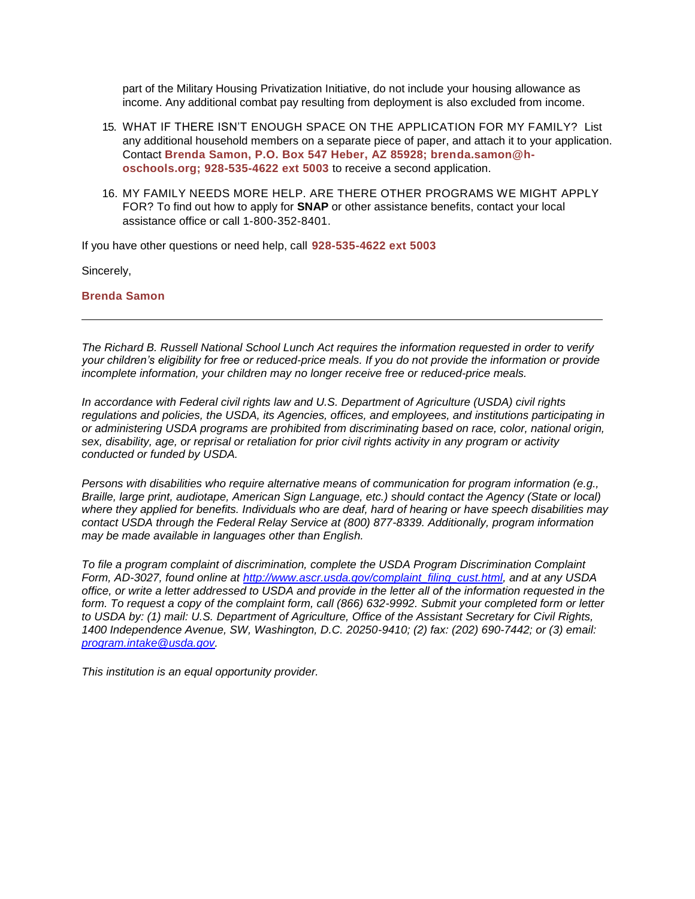part of the Military Housing Privatization Initiative, do not include your housing allowance as income. Any additional combat pay resulting from deployment is also excluded from income.

15. WHAT IF THERE ISN'T ENOUGH SPACE ON THE APPLICATION FOR MY FAMILY? List any additional household members on a separate piece of paper, and attach it to your application. Contact **Brenda Samon, P.O. Box 547 Heber, AZ 85928; brenda.samon@h-oschools.org; 928-535-4622 ext 5003** to receive a second application.

16. MY FAMILY NEEDS MORE HELP. ARE THERE OTHER PROGRAMS WE MIGHT APPLY FOR? To find out how to apply for **SNAP** or other assistance benefits, contact your local assistance office or call 1-800-352-8401.

If you have other questions or need help, call **928-535-4622 ext 5003**

Sincerely,

**Brenda Samon**

---

*The Richard B. Russell National School Lunch Act requires the information requested in order to verify your children's eligibility for free or reduced-price meals. If you do not provide the information or provide incomplete information, your children may no longer receive free or reduced-price meals.*

*In accordance with Federal civil rights law and U.S. Department of Agriculture (USDA) civil rights regulations and policies, the USDA, its Agencies, offices, and employees, and institutions participating in or administering USDA programs are prohibited from discriminating based on race, color, national origin, sex, disability, age, or reprisal or retaliation for prior civil rights activity in any program or activity conducted or funded by USDA.*

*Persons with disabilities who require alternative means of communication for program information (e.g., Braille, large print, audiotape, American Sign Language, etc.) should contact the Agency (State or local) where they applied for benefits. Individuals who are deaf, hard of hearing or have speech disabilities may contact USDA through the Federal Relay Service at (800) 877-8339. Additionally, program information may be made available in languages other than English.*

*To file a program complaint of discrimination, complete the USDA Program Discrimination Complaint Form, AD-3027, found online at [http://www.ascr.usda.gov/complaint_filing_cust.html](http://www.ascr.usda.gov/complaint_filing_cust.html), and at any USDA office, or write a letter addressed to USDA and provide in the letter all of the information requested in the form. To request a copy of the complaint form, call (866) 632-9992. Submit your completed form or letter to USDA by: (1) mail: U.S. Department of Agriculture, Office of the Assistant Secretary for Civil Rights, 1400 Independence Avenue, SW, Washington, D.C. 20250-9410; (2) fax: (202) 690-7442; or (3) email: [program.intake@usda.gov](mailto:program.intake@usda.gov).*

*This institution is an equal opportunity provider.*